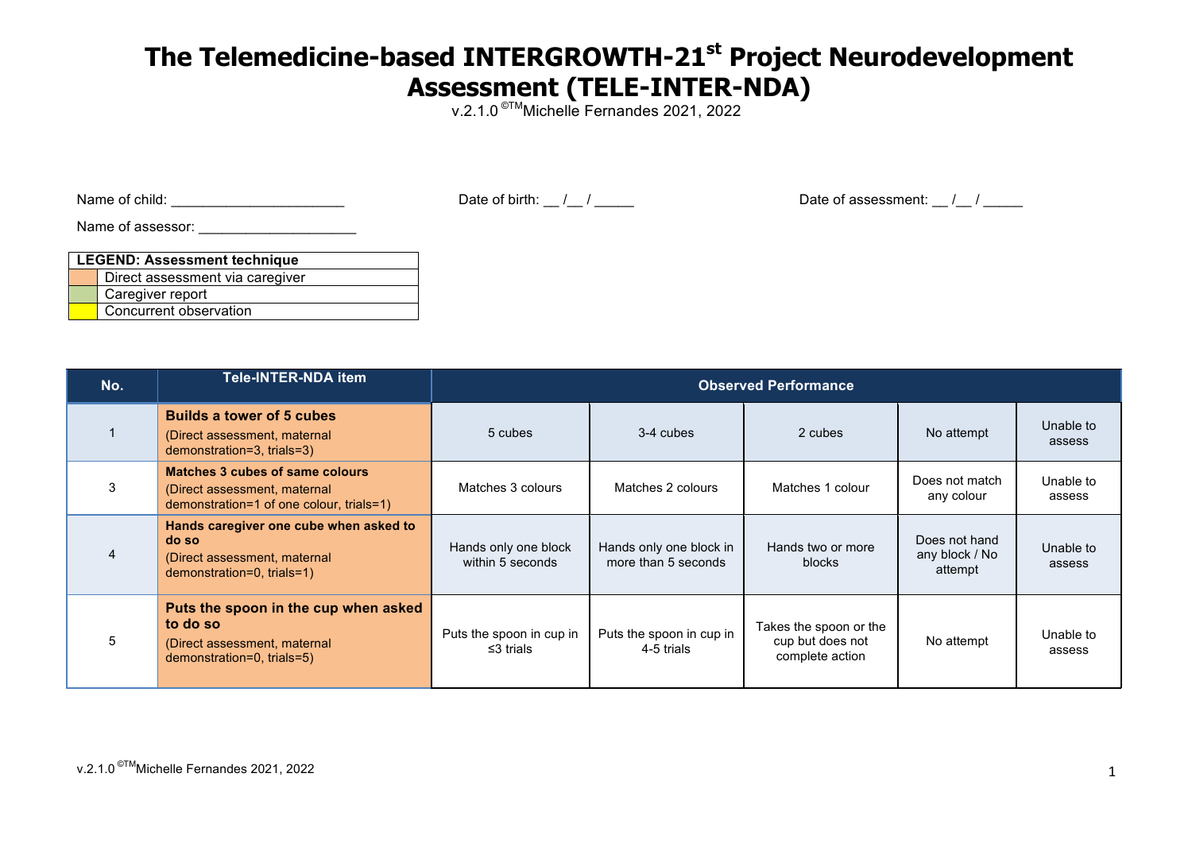# The Telemedicine-based INTERGROWTH-21st Project Neurodevelopment Assessment (TELE-INTER-NDA)

v.2.1.0 ©TM Michelle Fernandes 2021, 2022

Name of child: ______________________ Date of birth: __ /__ / _____ Date of assessment: __ /__ / _____

Name of assessor: ____________________

| LEGEND: Assessment technique | |
|---|---|
| (orange) | Direct assessment via caregiver |
| (green) | Caregiver report |
| (yellow) | Concurrent observation |

| No. | Tele-INTER-NDA item | Observed Performance | | | | |
|---|---|---|---|---|---|---|
| 1 | **Builds a tower of 5 cubes** (Direct assessment, maternal demonstration=3, trials=3) | 5 cubes | 3-4 cubes | 2 cubes | No attempt | Unable to assess |
| 3 | **Matches 3 cubes of same colours** (Direct assessment, maternal demonstration=1 of one colour, trials=1) | Matches 3 colours | Matches 2 colours | Matches 1 colour | Does not match any colour | Unable to assess |
| 4 | **Hands caregiver one cube when asked to do so** (Direct assessment, maternal demonstration=0, trials=1) | Hands only one block within 5 seconds | Hands only one block in more than 5 seconds | Hands two or more blocks | Does not hand any block / No attempt | Unable to assess |
| 5 | **Puts the spoon in the cup when asked to do so** (Direct assessment, maternal demonstration=0, trials=5) | Puts the spoon in cup in ≤3 trials | Puts the spoon in cup in 4-5 trials | Takes the spoon or the cup but does not complete action | No attempt | Unable to assess |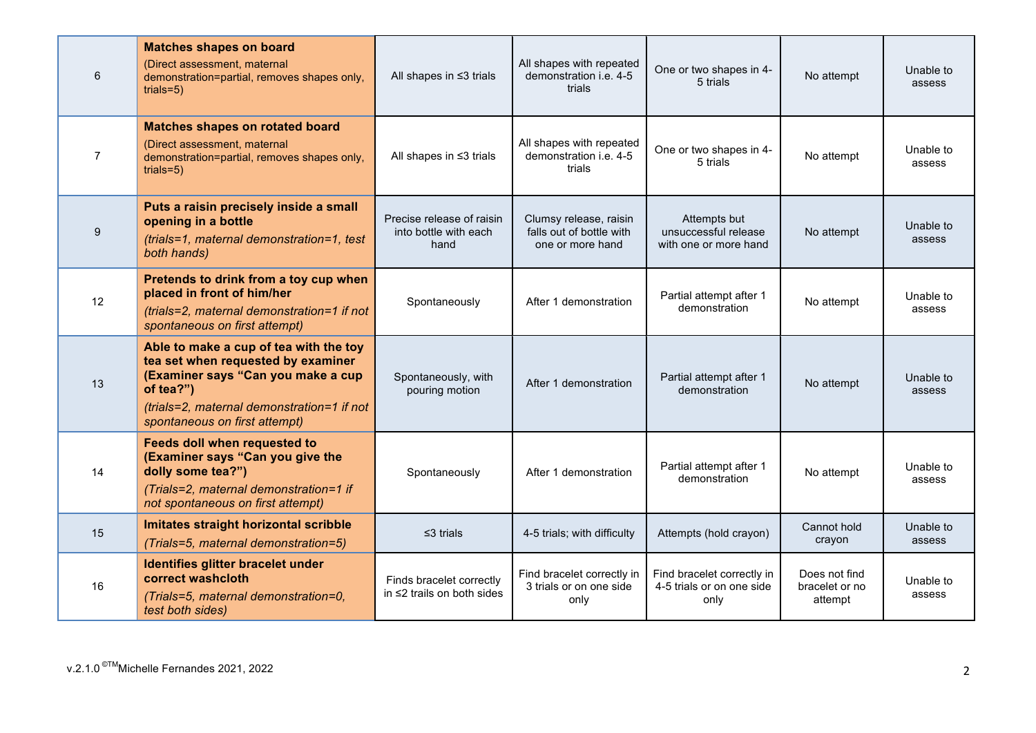| | | | | | | |
|---|---|---|---|---|---|---|
| 6 | **Matches shapes on board** (Direct assessment, maternal demonstration=partial, removes shapes only, trials=5) | All shapes in ≤3 trials | All shapes with repeated demonstration i.e. 4-5 trials | One or two shapes in 4-5 trials | No attempt | Unable to assess |
| 7 | **Matches shapes on rotated board** (Direct assessment, maternal demonstration=partial, removes shapes only, trials=5) | All shapes in ≤3 trials | All shapes with repeated demonstration i.e. 4-5 trials | One or two shapes in 4-5 trials | No attempt | Unable to assess |
| 9 | **Puts a raisin precisely inside a small opening in a bottle** *(trials=1, maternal demonstration=1, test both hands)* | Precise release of raisin into bottle with each hand | Clumsy release, raisin falls out of bottle with one or more hand | Attempts but unsuccessful release with one or more hand | No attempt | Unable to assess |
| 12 | **Pretends to drink from a toy cup when placed in front of him/her** *(trials=2, maternal demonstration=1 if not spontaneous on first attempt)* | Spontaneously | After 1 demonstration | Partial attempt after 1 demonstration | No attempt | Unable to assess |
| 13 | **Able to make a cup of tea with the toy tea set when requested by examiner (Examiner says "Can you make a cup of tea?")** *(trials=2, maternal demonstration=1 if not spontaneous on first attempt)* | Spontaneously, with pouring motion | After 1 demonstration | Partial attempt after 1 demonstration | No attempt | Unable to assess |
| 14 | **Feeds doll when requested to (Examiner says "Can you give the dolly some tea?")** *(Trials=2, maternal demonstration=1 if not spontaneous on first attempt)* | Spontaneously | After 1 demonstration | Partial attempt after 1 demonstration | No attempt | Unable to assess |
| 15 | **Imitates straight horizontal scribble** *(Trials=5, maternal demonstration=5)* | ≤3 trials | 4-5 trials; with difficulty | Attempts (hold crayon) | Cannot hold crayon | Unable to assess |
| 16 | **Identifies glitter bracelet under correct washcloth** *(Trials=5, maternal demonstration=0, test both sides)* | Finds bracelet correctly in ≤2 trails on both sides | Find bracelet correctly in 3 trials or on one side only | Find bracelet correctly in 4-5 trials or on one side only | Does not find bracelet or no attempt | Unable to assess |

v.2.1.0 ©TM Michelle Fernandes 2021, 2022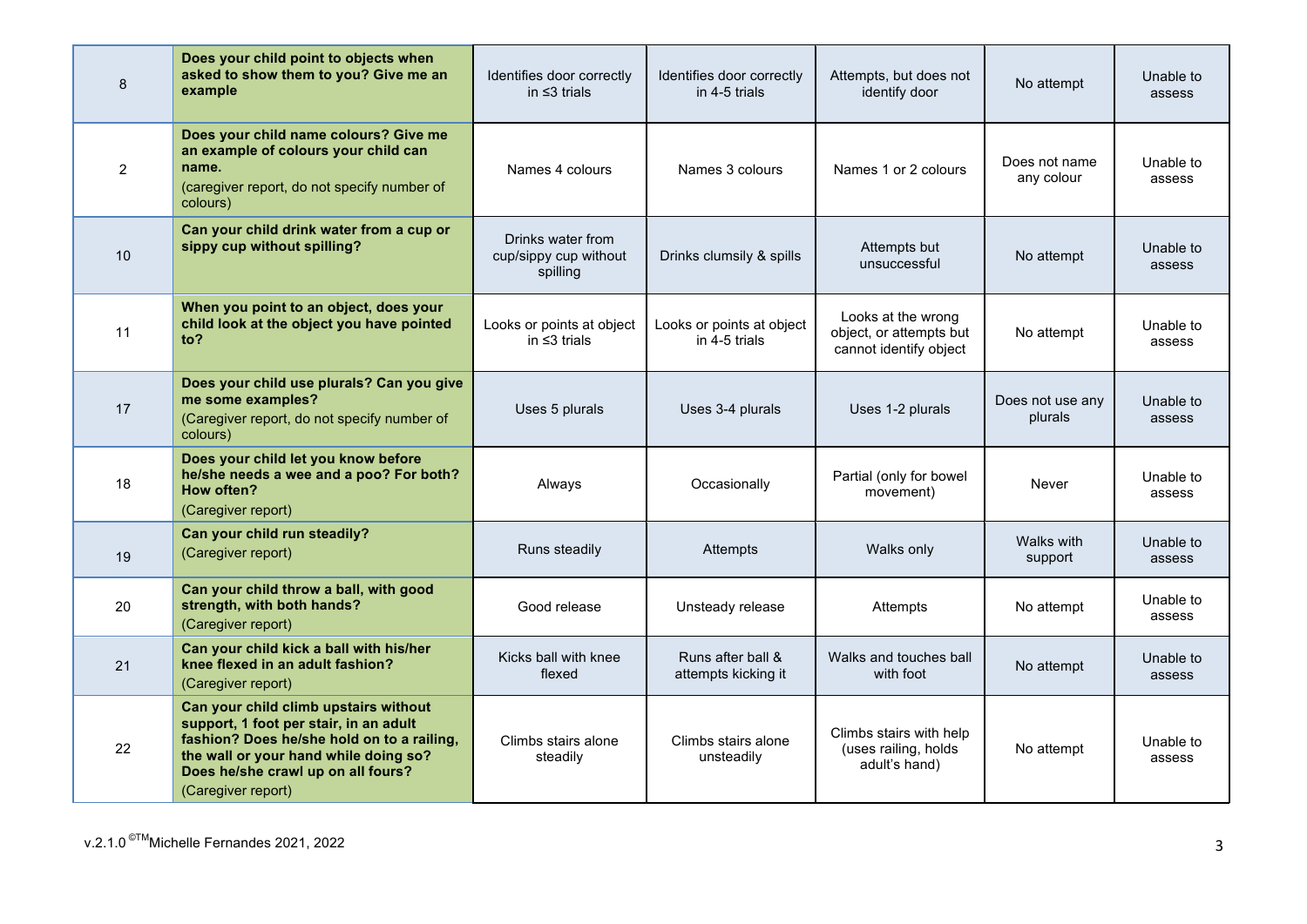| | | | | | | |
|---|---|---|---|---|---|---|
| 8 | **Does your child point to objects when asked to show them to you? Give me an example** | Identifies door correctly in ≤3 trials | Identifies door correctly in 4-5 trials | Attempts, but does not identify door | No attempt | Unable to assess |
| 2 | **Does your child name colours? Give me an example of colours your child can name.** (caregiver report, do not specify number of colours) | Names 4 colours | Names 3 colours | Names 1 or 2 colours | Does not name any colour | Unable to assess |
| 10 | **Can your child drink water from a cup or sippy cup without spilling?** | Drinks water from cup/sippy cup without spilling | Drinks clumsily & spills | Attempts but unsuccessful | No attempt | Unable to assess |
| 11 | **When you point to an object, does your child look at the object you have pointed to?** | Looks or points at object in ≤3 trials | Looks or points at object in 4-5 trials | Looks at the wrong object, or attempts but cannot identify object | No attempt | Unable to assess |
| 17 | **Does your child use plurals? Can you give me some examples?** (Caregiver report, do not specify number of colours) | Uses 5 plurals | Uses 3-4 plurals | Uses 1-2 plurals | Does not use any plurals | Unable to assess |
| 18 | **Does your child let you know before he/she needs a wee and a poo? For both? How often?** (Caregiver report) | Always | Occasionally | Partial (only for bowel movement) | Never | Unable to assess |
| 19 | **Can your child run steadily?** (Caregiver report) | Runs steadily | Attempts | Walks only | Walks with support | Unable to assess |
| 20 | **Can your child throw a ball, with good strength, with both hands?** (Caregiver report) | Good release | Unsteady release | Attempts | No attempt | Unable to assess |
| 21 | **Can your child kick a ball with his/her knee flexed in an adult fashion?** (Caregiver report) | Kicks ball with knee flexed | Runs after ball & attempts kicking it | Walks and touches ball with foot | No attempt | Unable to assess |
| 22 | **Can your child climb upstairs without support, 1 foot per stair, in an adult fashion? Does he/she hold on to a railing, the wall or your hand while doing so? Does he/she crawl up on all fours?** (Caregiver report) | Climbs stairs alone steadily | Climbs stairs alone unsteadily | Climbs stairs with help (uses railing, holds adult's hand) | No attempt | Unable to assess |

v.2.1.0 ©TM Michelle Fernandes 2021, 2022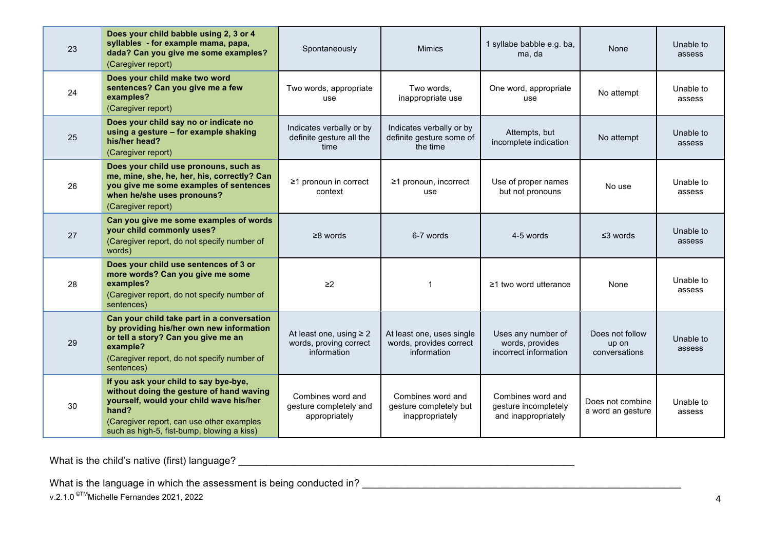| | | | | | | |
|---|---|---|---|---|---|---|
| 23 | **Does your child babble using 2, 3 or 4 syllables - for example mama, papa, dada? Can you give me some examples?** (Caregiver report) | Spontaneously | Mimics | 1 syllabe babble e.g. ba, ma, da | None | Unable to assess |
| 24 | **Does your child make two word sentences? Can you give me a few examples?** (Caregiver report) | Two words, appropriate use | Two words, inappropriate use | One word, appropriate use | No attempt | Unable to assess |
| 25 | **Does your child say no or indicate no using a gesture – for example shaking his/her head?** (Caregiver report) | Indicates verbally or by definite gesture all the time | Indicates verbally or by definite gesture some of the time | Attempts, but incomplete indication | No attempt | Unable to assess |
| 26 | **Does your child use pronouns, such as me, mine, she, he, her, his, correctly? Can you give me some examples of sentences when he/she uses pronouns?** (Caregiver report) | ≥1 pronoun in correct context | ≥1 pronoun, incorrect use | Use of proper names but not pronouns | No use | Unable to assess |
| 27 | **Can you give me some examples of words your child commonly uses?** (Caregiver report, do not specify number of words) | ≥8 words | 6-7 words | 4-5 words | ≤3 words | Unable to assess |
| 28 | **Does your child use sentences of 3 or more words? Can you give me some examples?** (Caregiver report, do not specify number of sentences) | ≥2 | 1 | ≥1 two word utterance | None | Unable to assess |
| 29 | **Can your child take part in a conversation by providing his/her own new information or tell a story? Can you give me an example?** (Caregiver report, do not specify number of sentences) | At least one, using ≥ 2 words, proving correct information | At least one, uses single words, provides correct information | Uses any number of words, provides incorrect information | Does not follow up on conversations | Unable to assess |
| 30 | **If you ask your child to say bye-bye, without doing the gesture of hand waving yourself, would your child wave his/her hand?** (Caregiver report, can use other examples such as high-5, fist-bump, blowing a kiss) | Combines word and gesture completely and appropriately | Combines word and gesture completely but inappropriately | Combines word and gesture incompletely and inappropriately | Does not combine a word an gesture | Unable to assess |

What is the child's native (first) language? ____________________________________________

What is the language in which the assessment is being conducted in? ____________________________________________

v.2.1.0 ©TM Michelle Fernandes 2021, 2022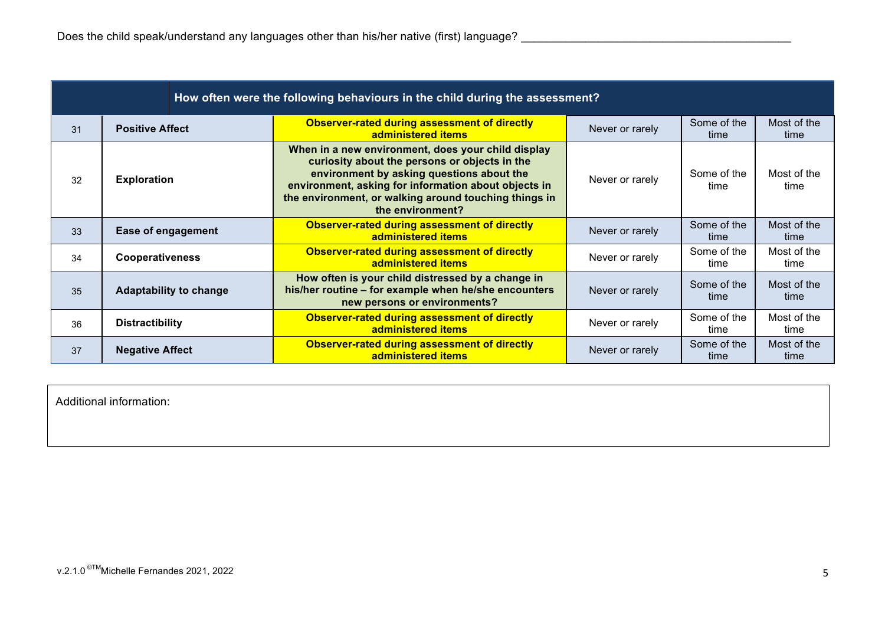Does the child speak/understand any languages other than his/her native (first) language? ___________________________________________

| How often were the following behaviours in the child during the assessment? | | | | | |
|---|---|---|---|---|---|
| 31 | **Positive Affect** | **Observer-rated during assessment of directly administered items** | Never or rarely | Some of the time | Most of the time |
| 32 | **Exploration** | **When in a new environment, does your child display curiosity about the persons or objects in the environment by asking questions about the environment, asking for information about objects in the environment, or walking around touching things in the environment?** | Never or rarely | Some of the time | Most of the time |
| 33 | **Ease of engagement** | **Observer-rated during assessment of directly administered items** | Never or rarely | Some of the time | Most of the time |
| 34 | **Cooperativeness** | **Observer-rated during assessment of directly administered items** | Never or rarely | Some of the time | Most of the time |
| 35 | **Adaptability to change** | **How often is your child distressed by a change in his/her routine – for example when he/she encounters new persons or environments?** | Never or rarely | Some of the time | Most of the time |
| 36 | **Distractibility** | **Observer-rated during assessment of directly administered items** | Never or rarely | Some of the time | Most of the time |
| 37 | **Negative Affect** | **Observer-rated during assessment of directly administered items** | Never or rarely | Some of the time | Most of the time |

Additional information:

v.2.1.0 ©TM Michelle Fernandes 2021, 2022